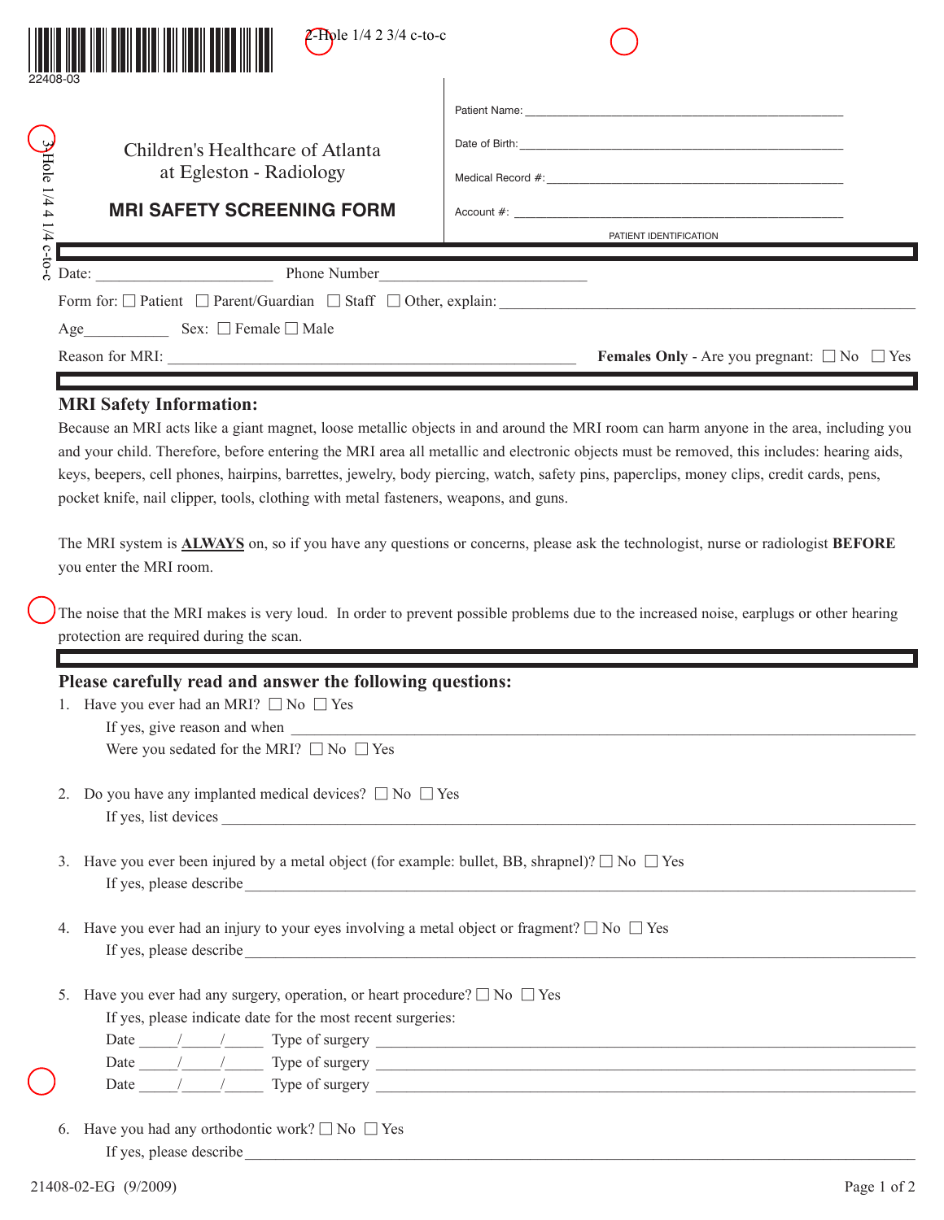22408-03

2-Hole 1/4 2 3/4 c-to-c

3-Hole 1/4 4 1/4 c-to-c

Children's Healthcare of Atlanta
at Egleston - Radiology

## MRI SAFETY SCREENING FORM

Patient Name: ______________________________

Date of Birth: ______________________________

Medical Record #: ______________________________

Account #: ______________________________

PATIENT IDENTIFICATION

Date: ______________________ Phone Number ______________________

Form for: ☐ Patient ☐ Parent/Guardian ☐ Staff ☐ Other, explain: ______________________

Age__________ Sex: ☐ Female ☐ Male

Reason for MRI: ______________________ **Females Only** - Are you pregnant: ☐ No ☐ Yes

### MRI Safety Information:

Because an MRI acts like a giant magnet, loose metallic objects in and around the MRI room can harm anyone in the area, including you and your child. Therefore, before entering the MRI area all metallic and electronic objects must be removed, this includes: hearing aids, keys, beepers, cell phones, hairpins, barrettes, jewelry, body piercing, watch, safety pins, paperclips, money clips, credit cards, pens, pocket knife, nail clipper, tools, clothing with metal fasteners, weapons, and guns.

The MRI system is **ALWAYS** on, so if you have any questions or concerns, please ask the technologist, nurse or radiologist **BEFORE** you enter the MRI room.

The noise that the MRI makes is very loud. In order to prevent possible problems due to the increased noise, earplugs or other hearing protection are required during the scan.

### Please carefully read and answer the following questions:

1. Have you ever had an MRI? ☐ No ☐ Yes
   If yes, give reason and when ______________________
   Were you sedated for the MRI? ☐ No ☐ Yes

2. Do you have any implanted medical devices? ☐ No ☐ Yes
   If yes, list devices ______________________

3. Have you ever been injured by a metal object (for example: bullet, BB, shrapnel)? ☐ No ☐ Yes
   If yes, please describe ______________________

4. Have you ever had an injury to your eyes involving a metal object or fragment? ☐ No ☐ Yes
   If yes, please describe ______________________

5. Have you ever had any surgery, operation, or heart procedure? ☐ No ☐ Yes
   If yes, please indicate date for the most recent surgeries:
   Date _____/_____/_____ Type of surgery ______________________
   Date _____/_____/_____ Type of surgery ______________________
   Date _____/_____/_____ Type of surgery ______________________

6. Have you had any orthodontic work? ☐ No ☐ Yes
   If yes, please describe ______________________

21408-02-EG (9/2009)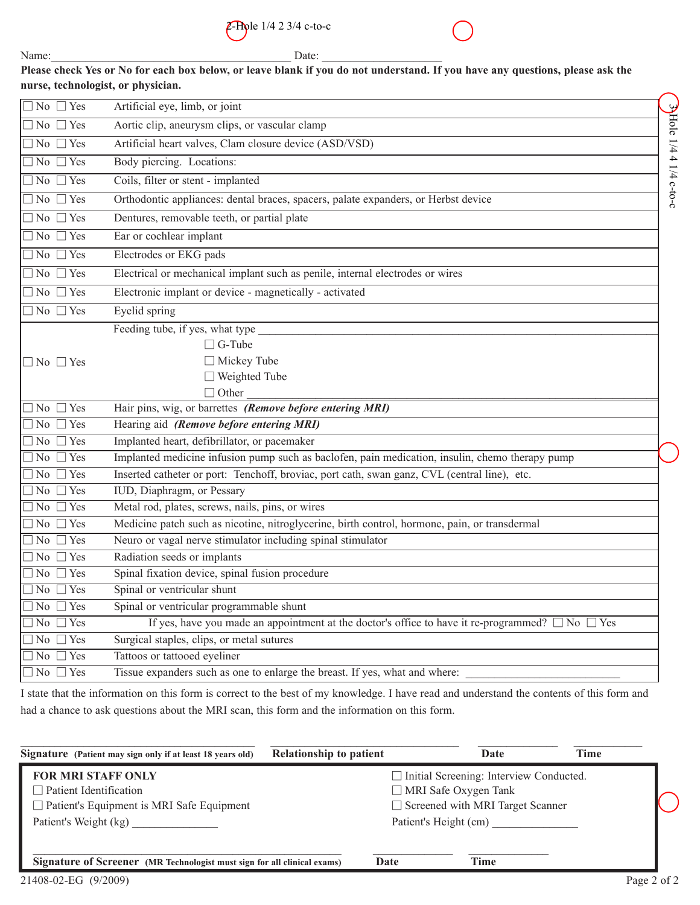2-Hole 1/4 2 3/4 c-to-c

3-Hole 1/4 4 1/4 c-to-c

Name:_________________________________________ Date: ____________________

**Please check Yes or No for each box below, or leave blank if you do not understand. If you have any questions, please ask the nurse, technologist, or physician.**

| | |
|---|---|
| ☐ No ☐ Yes | Artificial eye, limb, or joint |
| ☐ No ☐ Yes | Aortic clip, aneurysm clips, or vascular clamp |
| ☐ No ☐ Yes | Artificial heart valves, Clam closure device (ASD/VSD) |
| ☐ No ☐ Yes | Body piercing. Locations: |
| ☐ No ☐ Yes | Coils, filter or stent - implanted |
| ☐ No ☐ Yes | Orthodontic appliances: dental braces, spacers, palate expanders, or Herbst device |
| ☐ No ☐ Yes | Dentures, removable teeth, or partial plate |
| ☐ No ☐ Yes | Ear or cochlear implant |
| ☐ No ☐ Yes | Electrodes or EKG pads |
| ☐ No ☐ Yes | Electrical or mechanical implant such as penile, internal electrodes or wires |
| ☐ No ☐ Yes | Electronic implant or device - magnetically - activated |
| ☐ No ☐ Yes | Eyelid spring |
| ☐ No ☐ Yes | Feeding tube, if yes, what type ______<br>☐ G-Tube<br>☐ Mickey Tube<br>☐ Weighted Tube<br>☐ Other ______ |
| ☐ No ☐ Yes | Hair pins, wig, or barrettes ***(Remove before entering MRI)*** |
| ☐ No ☐ Yes | Hearing aid ***(Remove before entering MRI)*** |
| ☐ No ☐ Yes | Implanted heart, defibrillator, or pacemaker |
| ☐ No ☐ Yes | Implanted medicine infusion pump such as baclofen, pain medication, insulin, chemo therapy pump |
| ☐ No ☐ Yes | Inserted catheter or port: Tenchoff, broviac, port cath, swan ganz, CVL (central line), etc. |
| ☐ No ☐ Yes | IUD, Diaphragm, or Pessary |
| ☐ No ☐ Yes | Metal rod, plates, screws, nails, pins, or wires |
| ☐ No ☐ Yes | Medicine patch such as nicotine, nitroglycerine, birth control, hormone, pain, or transdermal |
| ☐ No ☐ Yes | Neuro or vagal nerve stimulator including spinal stimulator |
| ☐ No ☐ Yes | Radiation seeds or implants |
| ☐ No ☐ Yes | Spinal fixation device, spinal fusion procedure |
| ☐ No ☐ Yes | Spinal or ventricular shunt |
| ☐ No ☐ Yes | Spinal or ventricular programmable shunt |
| ☐ No ☐ Yes | If yes, have you made an appointment at the doctor's office to have it re-programmed? ☐ No ☐ Yes |
| ☐ No ☐ Yes | Surgical staples, clips, or metal sutures |
| ☐ No ☐ Yes | Tattoos or tattooed eyeliner |
| ☐ No ☐ Yes | Tissue expanders such as one to enlarge the breast. If yes, what and where: ______________ |

I state that the information on this form is correct to the best of my knowledge. I have read and understand the contents of this form and had a chance to ask questions about the MRI scan, this form and the information on this form.

| **Signature** **(Patient may sign only if at least 18 years old)** | **Relationship to patient** | **Date** | **Time** |
|---|---|---|---|

**FOR MRI STAFF ONLY**

☐ Patient Identification
☐ Patient's Equipment is MRI Safe Equipment
Patient's Weight (kg) ______________

☐ Initial Screening: Interview Conducted.
☐ MRI Safe Oxygen Tank
☐ Screened with MRI Target Scanner
Patient's Height (cm) ______________

| **Signature of Screener** **(MR Technologist must sign for all clinical exams)** | **Date** | **Time** |
|---|---|---|

21408-02-EG (9/2009)